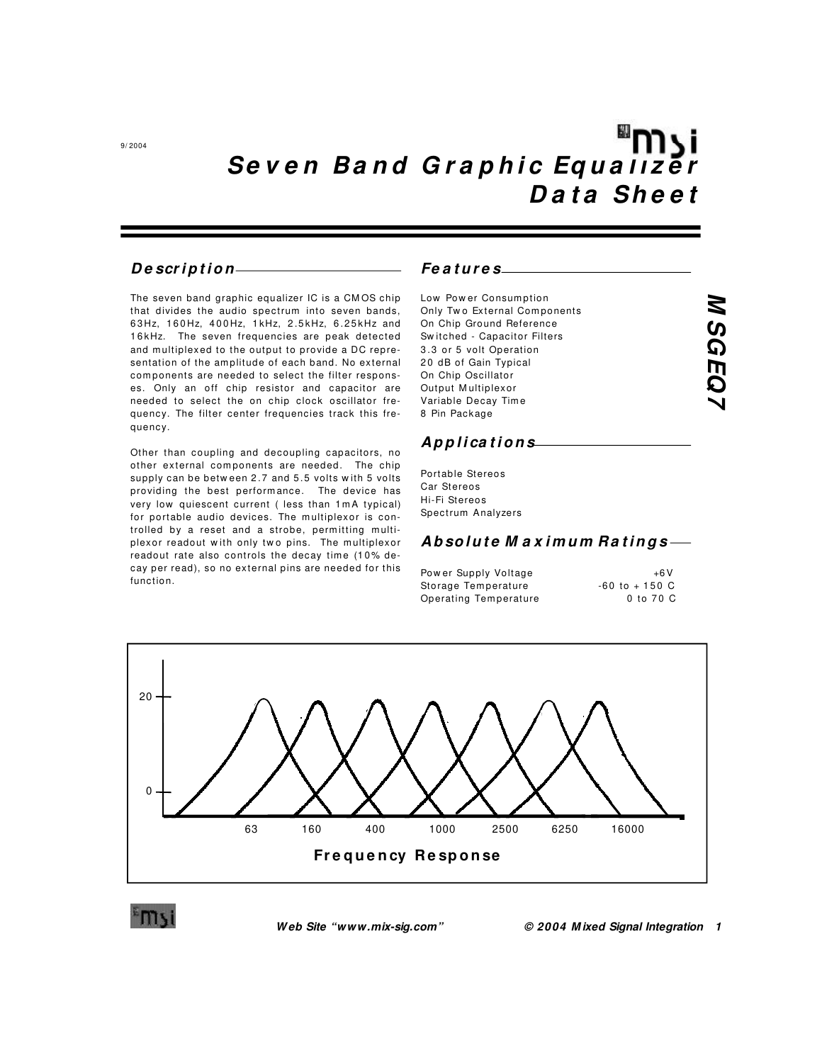9/2004

# Seven Band Graphic Equalizer Data Sheet

# MSGEQ7

## Description

The seven band graphic equalizer IC is a CMOS chip that divides the audio spectrum into seven bands, 63Hz, 160Hz, 400Hz, 1kHz, 2.5kHz, 6.25kHz and 16kHz. The seven frequencies are peak detected and multiplexed to the output to provide a DC representation of the amplitude of each band. No external components are needed to select the filter responses. Only an off chip resistor and capacitor are needed to select the on chip clock oscillator frequency. The filter center frequencies track this frequency.

Other than coupling and decoupling capacitors, no other external components are needed. The chip supply can be between 2.7 and 5.5 volts with 5 volts providing the best performance. The device has very low quiescent current ( less than 1mA typical) for portable audio devices. The multiplexor is controlled by a reset and a strobe, permitting multiplexor readout with only two pins. The multiplexor readout rate also controls the decay time (10% decay per read), so no external pins are needed for this function.

## Features

- Low Power Consumption
- Only Two External Components
- On Chip Ground Reference
- Switched - Capacitor Filters
- 3.3 or 5 volt Operation
- 20 dB of Gain Typical
- On Chip Oscillator
- Output Multiplexor
- Variable Decay Time
- 8 Pin Package

## Applications

- Portable Stereos
- Car Stereos
- Hi-Fi Stereos
- Spectrum Analyzers

## Absolute Maximum Ratings

| | |
|---|---|
| Power Supply Voltage | +6V |
| Storage Temperature | -60 to + 150 C |
| Operating Temperature | 0 to 70 C |

Frequency Response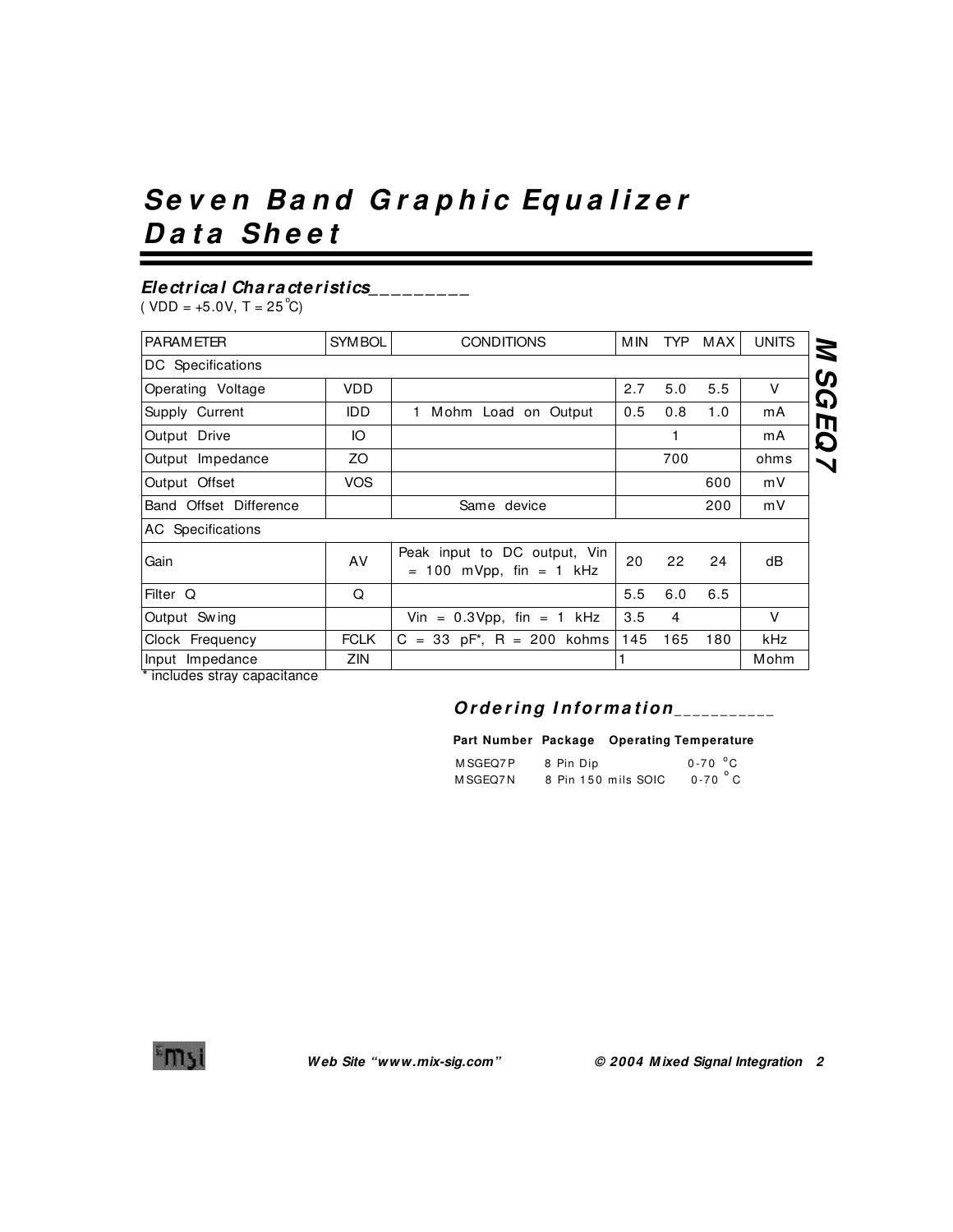# Seven Band Graphic Equalizer Data Sheet

## Electrical Characteristics

( VDD = +5.0V, T = 25 °C)

| PARAMETER | SYMBOL | CONDITIONS | MIN | TYP | MAX | UNITS |
|---|---|---|---|---|---|---|
| DC Specifications | | | | | | |
| Operating Voltage | VDD | | 2.7 | 5.0 | 5.5 | V |
| Supply Current | IDD | 1 Mohm Load on Output | 0.5 | 0.8 | 1.0 | mA |
| Output Drive | IO | | | 1 | | mA |
| Output Impedance | ZO | | | 700 | | ohms |
| Output Offset | VOS | | | | 600 | mV |
| Band Offset Difference | | Same device | | | 200 | mV |
| AC Specifications | | | | | | |
| Gain | AV | Peak input to DC output, Vin = 100 mVpp, fin = 1 kHz | 20 | 22 | 24 | dB |
| Filter Q | Q | | 5.5 | 6.0 | 6.5 | |
| Output Swing | | Vin = 0.3Vpp, fin = 1 kHz | 3.5 | 4 | | V |
| Clock Frequency | FCLK | C = 33 pF*, R = 200 kohms | 145 | 165 | 180 | kHz |
| Input Impedance | ZIN | | 1 | | | Mohm |

* includes stray capacitance

## Ordering Information

| Part Number | Package | Operating Temperature |
|---|---|---|
| MSGEQ7P | 8 Pin Dip | 0-70 °C |
| MSGEQ7N | 8 Pin 150 mils SOIC | 0-70 °C |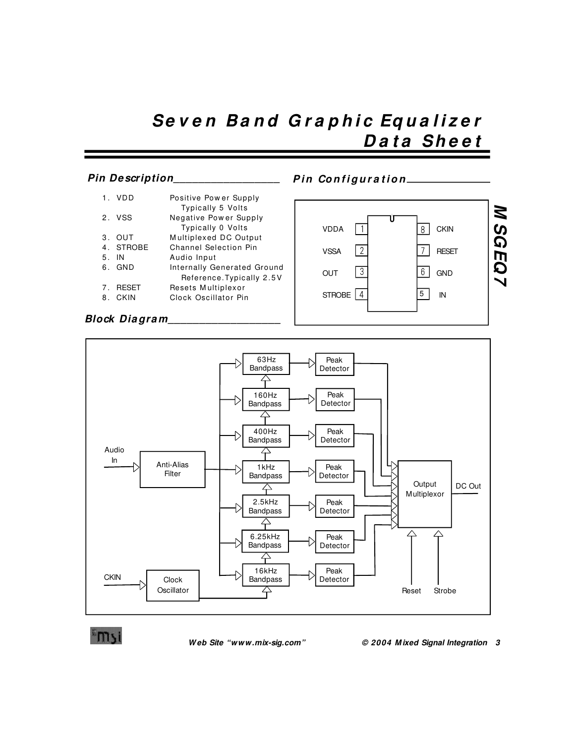# Seven Band Graphic Equalizer Data Sheet

## MSGEQ7

### Pin Description

1. VDD — Positive Power Supply Typically 5 Volts
2. VSS — Negative Power Supply Typically 0 Volts
3. OUT — Multiplexed DC Output
4. STROBE — Channel Selection Pin
5. IN — Audio Input
6. GND — Internally Generated Ground Reference.Typically 2.5V
7. RESET — Resets Multiplexor
8. CKIN — Clock Oscillator Pin

### Pin Configuration

| Left Pin | Pin # | Pin # | Right Pin |
|---|---|---|---|
| VDDA | 1 | 8 | CKIN |
| VSSA | 2 | 7 | RESET |
| OUT | 3 | 6 | GND |
| STROBE | 4 | 5 | IN |

### Block Diagram

Audio In → Anti-Alias Filter → 63Hz Bandpass, 160Hz Bandpass, 400Hz Bandpass, 1kHz Bandpass, 2.5kHz Bandpass, 6.25kHz Bandpass, 16kHz Bandpass → Peak Detector (×7) → Output Multiplexor → DC Out

CKIN → Clock Oscillator → Bandpass filters

Reset, Strobe → Output Multiplexor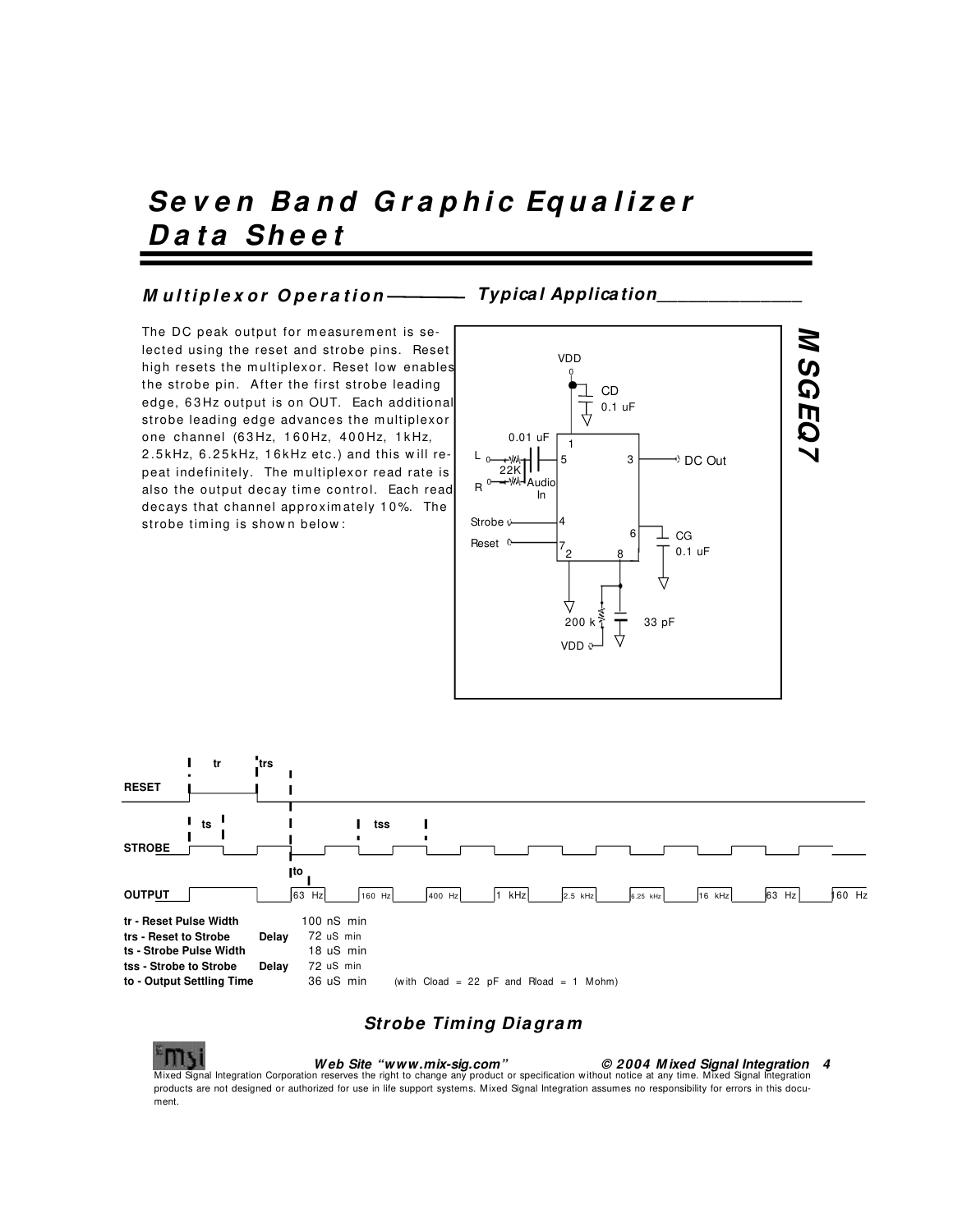# Seven Band Graphic Equalizer Data Sheet

## Multiplexor Operation

The DC peak output for measurement is selected using the reset and strobe pins. Reset high resets the multiplexor. Reset low enables the strobe pin. After the first strobe leading edge, 63Hz output is on OUT. Each additional strobe leading edge advances the multiplexor one channel (63Hz, 160Hz, 400Hz, 1kHz, 2.5kHz, 6.25kHz, 16kHz etc.) and this will repeat indefinitely. The multiplexor read rate is also the output decay time control. Each read decays that channel approximately 10%. The strobe timing is shown below:

## Typical Application

VDD

CD 0.1 uF

0.01 uF

L

R

22K

Audio In

1

5

3

DC Out

Strobe

Reset

4

7

6

2

8

CG 0.1 uF

200 k

33 pF

VDD

MSGEQ7

tr

trs

RESET

ts

tss

STROBE

to

OUTPUT

63 Hz

160 Hz

400 Hz

1 kHz

2.5 kHz

6.25 kHz

16 kHz

63 Hz

160 Hz

| | |
|---|---|
| **tr - Reset Pulse Width** | 100 nS min |
| **trs - Reset to Strobe Delay** | 72 uS min |
| **ts - Strobe Pulse Width** | 18 uS min |
| **tss - Strobe to Strobe Delay** | 72 uS min |
| **to - Output Settling Time** | 36 uS min (with Cload = 22 pF and Rload = 1 Mohm) |

## Strobe Timing Diagram

*Web Site "www.mix-sig.com"* © 2004 Mixed Signal Integration

Mixed Signal Integration Corporation reserves the right to change any product or specification without notice at any time. Mixed Signal Integration products are not designed or authorized for use in life support systems. Mixed Signal Integration assumes no responsibility for errors in this document.